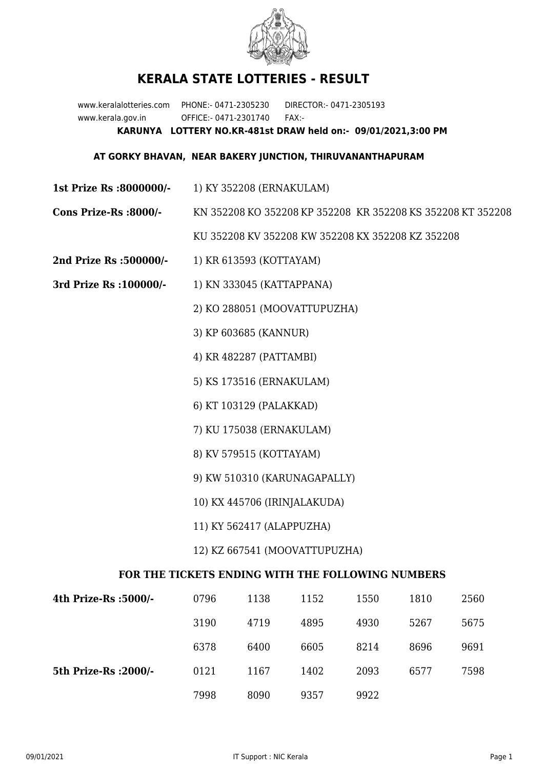# KERALA STATE LOTTERIES - RESULT

www.keralalotteries.com PHONE:- 0471-2305230 DIRECTOR:- 0471-2305193
www.kerala.gov.in OFFICE:- 0471-2301740 FAX:-

**KARUNYA LOTTERY NO.KR-481st DRAW held on:- 09/01/2021,3:00 PM**

**AT GORKY BHAVAN, NEAR BAKERY JUNCTION, THIRUVANANTHAPURAM**

**1st Prize Rs :8000000/-** 1) KY 352208 (ERNAKULAM)

**Cons Prize-Rs :8000/-** KN 352208 KO 352208 KP 352208 KR 352208 KS 352208 KT 352208 KU 352208 KV 352208 KW 352208 KX 352208 KZ 352208

**2nd Prize Rs :500000/-** 1) KR 613593 (KOTTAYAM)

**3rd Prize Rs :100000/-**

1) KN 333045 (KATTAPPANA)
2) KO 288051 (MOOVATTUPUZHA)
3) KP 603685 (KANNUR)
4) KR 482287 (PATTAMBI)
5) KS 173516 (ERNAKULAM)
6) KT 103129 (PALAKKAD)
7) KU 175038 (ERNAKULAM)
8) KV 579515 (KOTTAYAM)
9) KW 510310 (KARUNAGAPALLY)
10) KX 445706 (IRINJALAKUDA)
11) KY 562417 (ALAPPUZHA)
12) KZ 667541 (MOOVATTUPUZHA)

## FOR THE TICKETS ENDING WITH THE FOLLOWING NUMBERS

| | | | | | | |
|---|---|---|---|---|---|---|
| **4th Prize-Rs :5000/-** | 0796 | 1138 | 1152 | 1550 | 1810 | 2560 |
| | 3190 | 4719 | 4895 | 4930 | 5267 | 5675 |
| | 6378 | 6400 | 6605 | 8214 | 8696 | 9691 |
| **5th Prize-Rs :2000/-** | 0121 | 1167 | 1402 | 2093 | 6577 | 7598 |
| | 7998 | 8090 | 9357 | 9922 | | |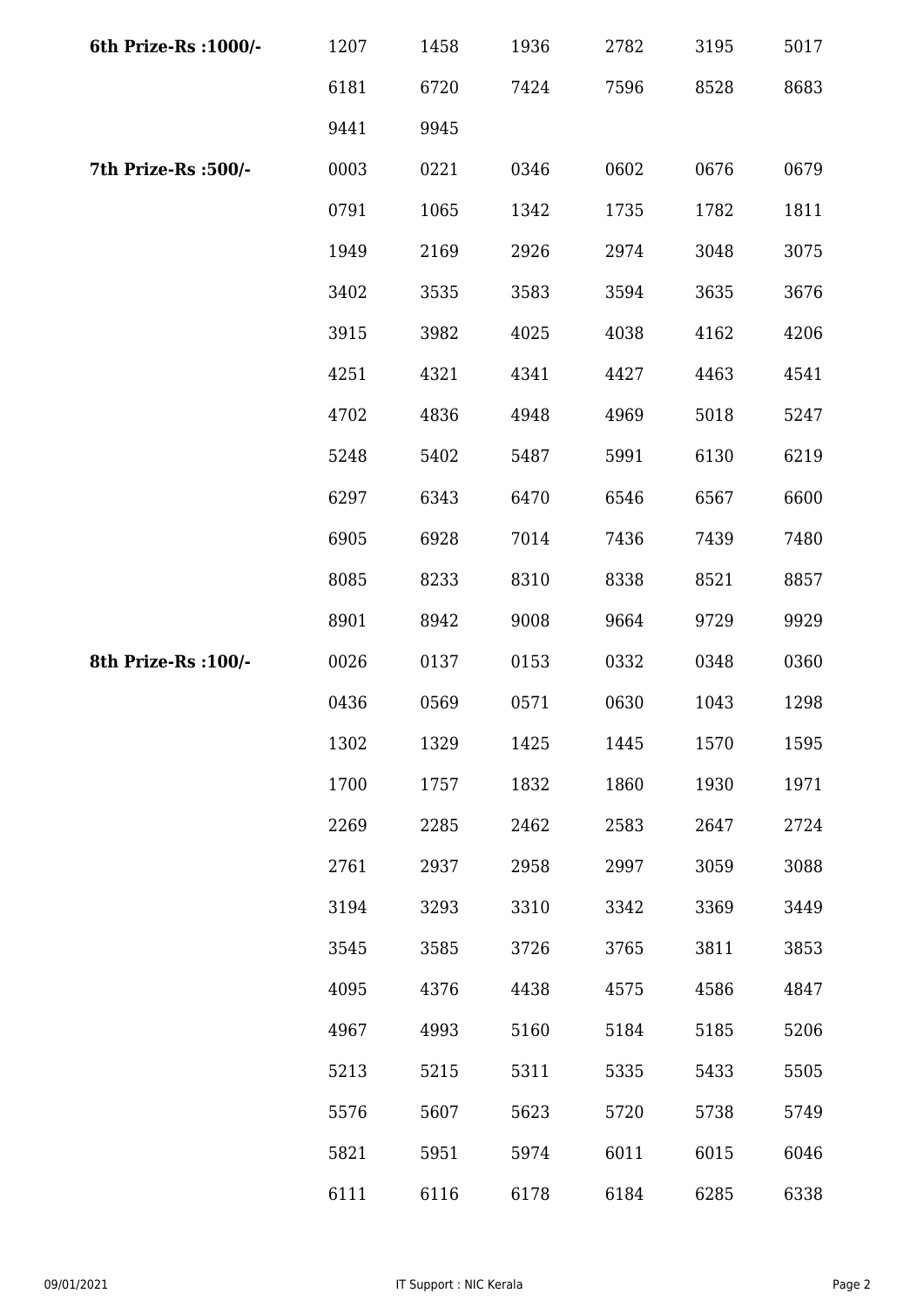| | | | | | | |
|---|---|---|---|---|---|---|
| **6th Prize-Rs :1000/-** | 1207 | 1458 | 1936 | 2782 | 3195 | 5017 |
| | 6181 | 6720 | 7424 | 7596 | 8528 | 8683 |
| | 9441 | 9945 | | | | |
| **7th Prize-Rs :500/-** | 0003 | 0221 | 0346 | 0602 | 0676 | 0679 |
| | 0791 | 1065 | 1342 | 1735 | 1782 | 1811 |
| | 1949 | 2169 | 2926 | 2974 | 3048 | 3075 |
| | 3402 | 3535 | 3583 | 3594 | 3635 | 3676 |
| | 3915 | 3982 | 4025 | 4038 | 4162 | 4206 |
| | 4251 | 4321 | 4341 | 4427 | 4463 | 4541 |
| | 4702 | 4836 | 4948 | 4969 | 5018 | 5247 |
| | 5248 | 5402 | 5487 | 5991 | 6130 | 6219 |
| | 6297 | 6343 | 6470 | 6546 | 6567 | 6600 |
| | 6905 | 6928 | 7014 | 7436 | 7439 | 7480 |
| | 8085 | 8233 | 8310 | 8338 | 8521 | 8857 |
| | 8901 | 8942 | 9008 | 9664 | 9729 | 9929 |
| **8th Prize-Rs :100/-** | 0026 | 0137 | 0153 | 0332 | 0348 | 0360 |
| | 0436 | 0569 | 0571 | 0630 | 1043 | 1298 |
| | 1302 | 1329 | 1425 | 1445 | 1570 | 1595 |
| | 1700 | 1757 | 1832 | 1860 | 1930 | 1971 |
| | 2269 | 2285 | 2462 | 2583 | 2647 | 2724 |
| | 2761 | 2937 | 2958 | 2997 | 3059 | 3088 |
| | 3194 | 3293 | 3310 | 3342 | 3369 | 3449 |
| | 3545 | 3585 | 3726 | 3765 | 3811 | 3853 |
| | 4095 | 4376 | 4438 | 4575 | 4586 | 4847 |
| | 4967 | 4993 | 5160 | 5184 | 5185 | 5206 |
| | 5213 | 5215 | 5311 | 5335 | 5433 | 5505 |
| | 5576 | 5607 | 5623 | 5720 | 5738 | 5749 |
| | 5821 | 5951 | 5974 | 6011 | 6015 | 6046 |
| | 6111 | 6116 | 6178 | 6184 | 6285 | 6338 |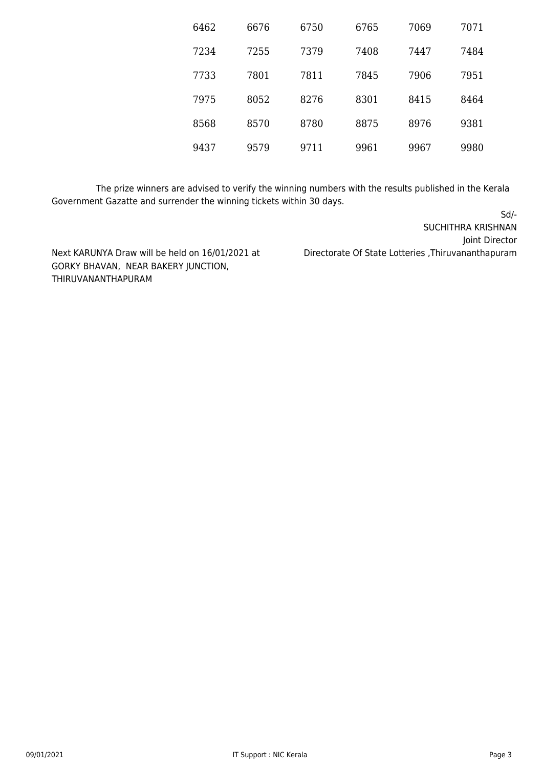| | | | | | |
|---|---|---|---|---|---|
| 6462 | 6676 | 6750 | 6765 | 7069 | 7071 |
| 7234 | 7255 | 7379 | 7408 | 7447 | 7484 |
| 7733 | 7801 | 7811 | 7845 | 7906 | 7951 |
| 7975 | 8052 | 8276 | 8301 | 8415 | 8464 |
| 8568 | 8570 | 8780 | 8875 | 8976 | 9381 |
| 9437 | 9579 | 9711 | 9961 | 9967 | 9980 |

The prize winners are advised to verify the winning numbers with the results published in the Kerala Government Gazatte and surrender the winning tickets within 30 days.

Sd/-
SUCHITHRA KRISHNAN
Joint Director
Directorate Of State Lotteries ,Thiruvananthapuram

Next KARUNYA Draw will be held on 16/01/2021 at GORKY BHAVAN, NEAR BAKERY JUNCTION, THIRUVANANTHAPURAM